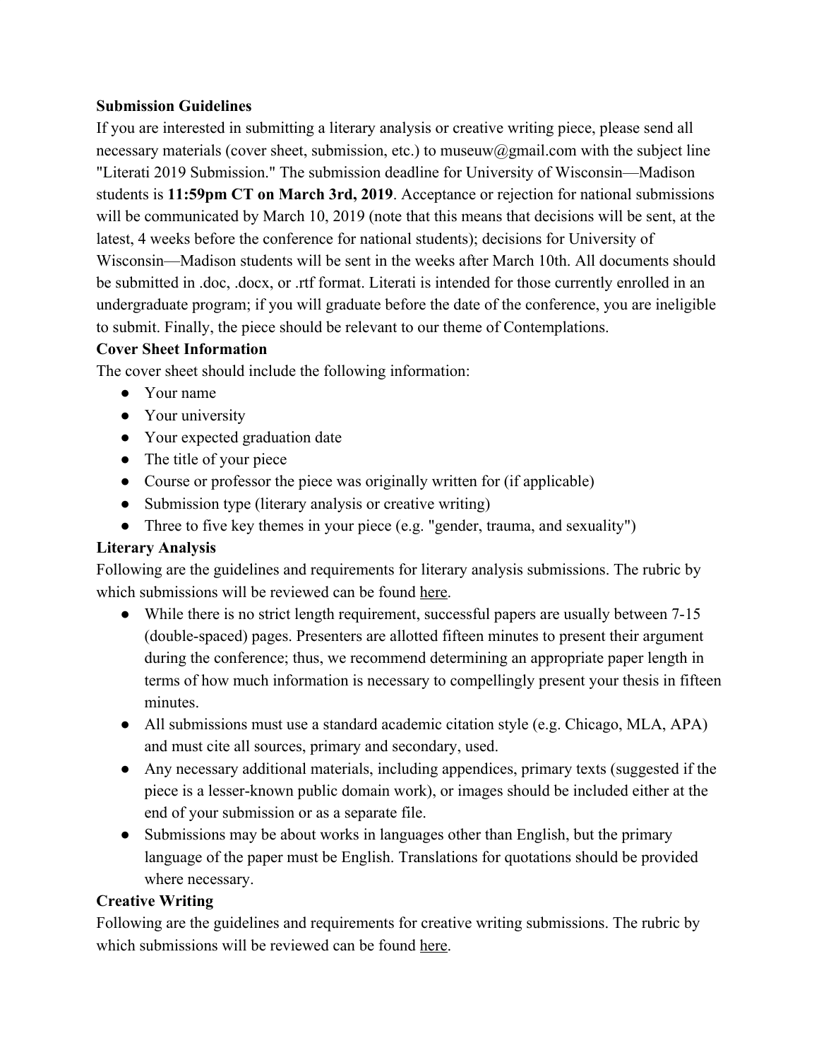**Submission Guidelines**

If you are interested in submitting a literary analysis or creative writing piece, please send all necessary materials (cover sheet, submission, etc.) to museuw@gmail.com with the subject line "Literati 2019 Submission." The submission deadline for University of Wisconsin—Madison students is **11:59pm CT on March 3rd, 2019**. Acceptance or rejection for national submissions will be communicated by March 10, 2019 (note that this means that decisions will be sent, at the latest, 4 weeks before the conference for national students); decisions for University of Wisconsin—Madison students will be sent in the weeks after March 10th. All documents should be submitted in .doc, .docx, or .rtf format. Literati is intended for those currently enrolled in an undergraduate program; if you will graduate before the date of the conference, you are ineligible to submit. Finally, the piece should be relevant to our theme of Contemplations.

**Cover Sheet Information**

The cover sheet should include the following information:

- Your name
- Your university
- Your expected graduation date
- The title of your piece
- Course or professor the piece was originally written for (if applicable)
- Submission type (literary analysis or creative writing)
- Three to five key themes in your piece (e.g. "gender, trauma, and sexuality")

**Literary Analysis**

Following are the guidelines and requirements for literary analysis submissions. The rubric by which submissions will be reviewed can be found here.

- While there is no strict length requirement, successful papers are usually between 7-15 (double-spaced) pages. Presenters are allotted fifteen minutes to present their argument during the conference; thus, we recommend determining an appropriate paper length in terms of how much information is necessary to compellingly present your thesis in fifteen minutes.
- All submissions must use a standard academic citation style (e.g. Chicago, MLA, APA) and must cite all sources, primary and secondary, used.
- Any necessary additional materials, including appendices, primary texts (suggested if the piece is a lesser-known public domain work), or images should be included either at the end of your submission or as a separate file.
- Submissions may be about works in languages other than English, but the primary language of the paper must be English. Translations for quotations should be provided where necessary.

**Creative Writing**

Following are the guidelines and requirements for creative writing submissions. The rubric by which submissions will be reviewed can be found here.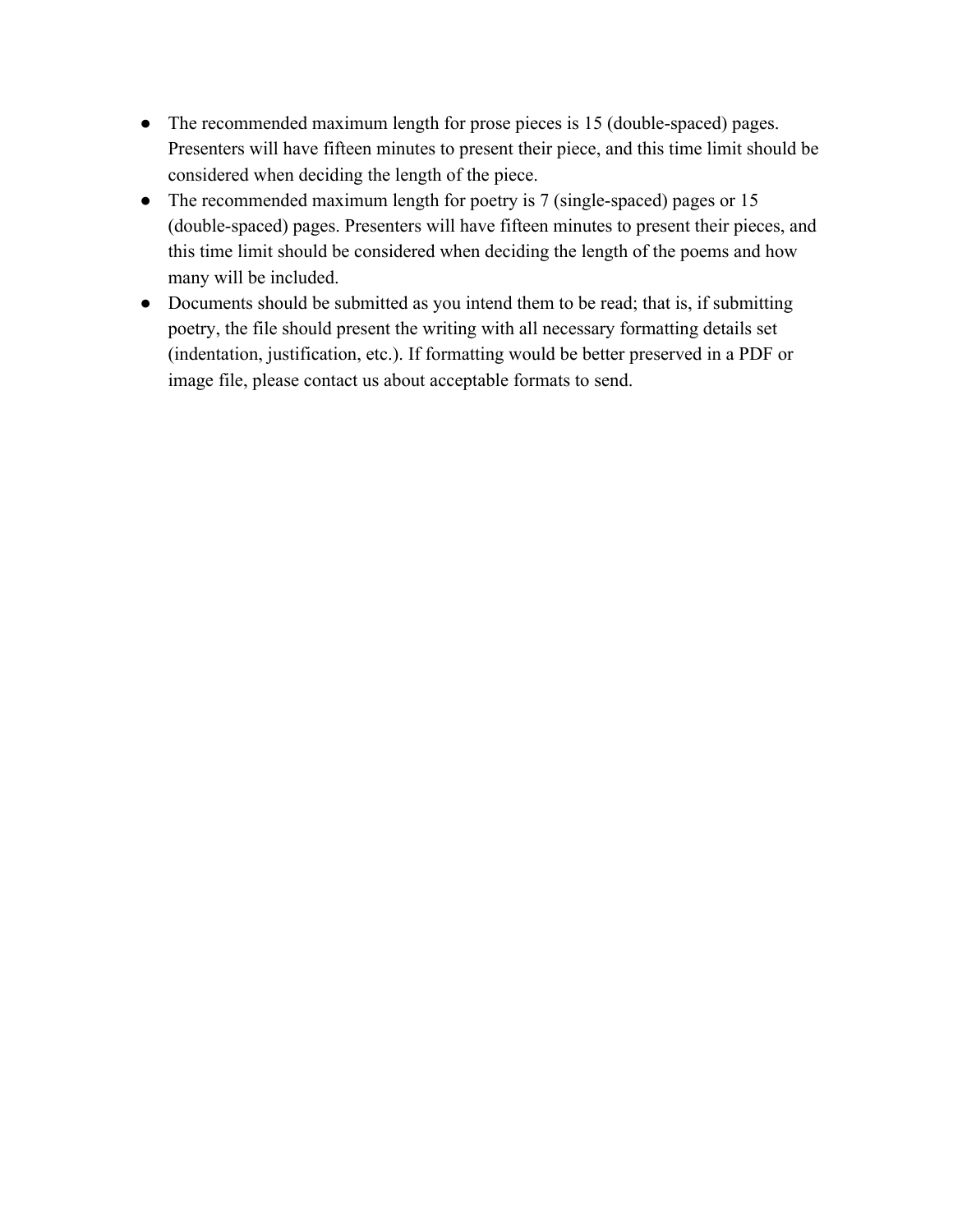- The recommended maximum length for prose pieces is 15 (double-spaced) pages. Presenters will have fifteen minutes to present their piece, and this time limit should be considered when deciding the length of the piece.
- The recommended maximum length for poetry is 7 (single-spaced) pages or 15 (double-spaced) pages. Presenters will have fifteen minutes to present their pieces, and this time limit should be considered when deciding the length of the poems and how many will be included.
- Documents should be submitted as you intend them to be read; that is, if submitting poetry, the file should present the writing with all necessary formatting details set (indentation, justification, etc.). If formatting would be better preserved in a PDF or image file, please contact us about acceptable formats to send.